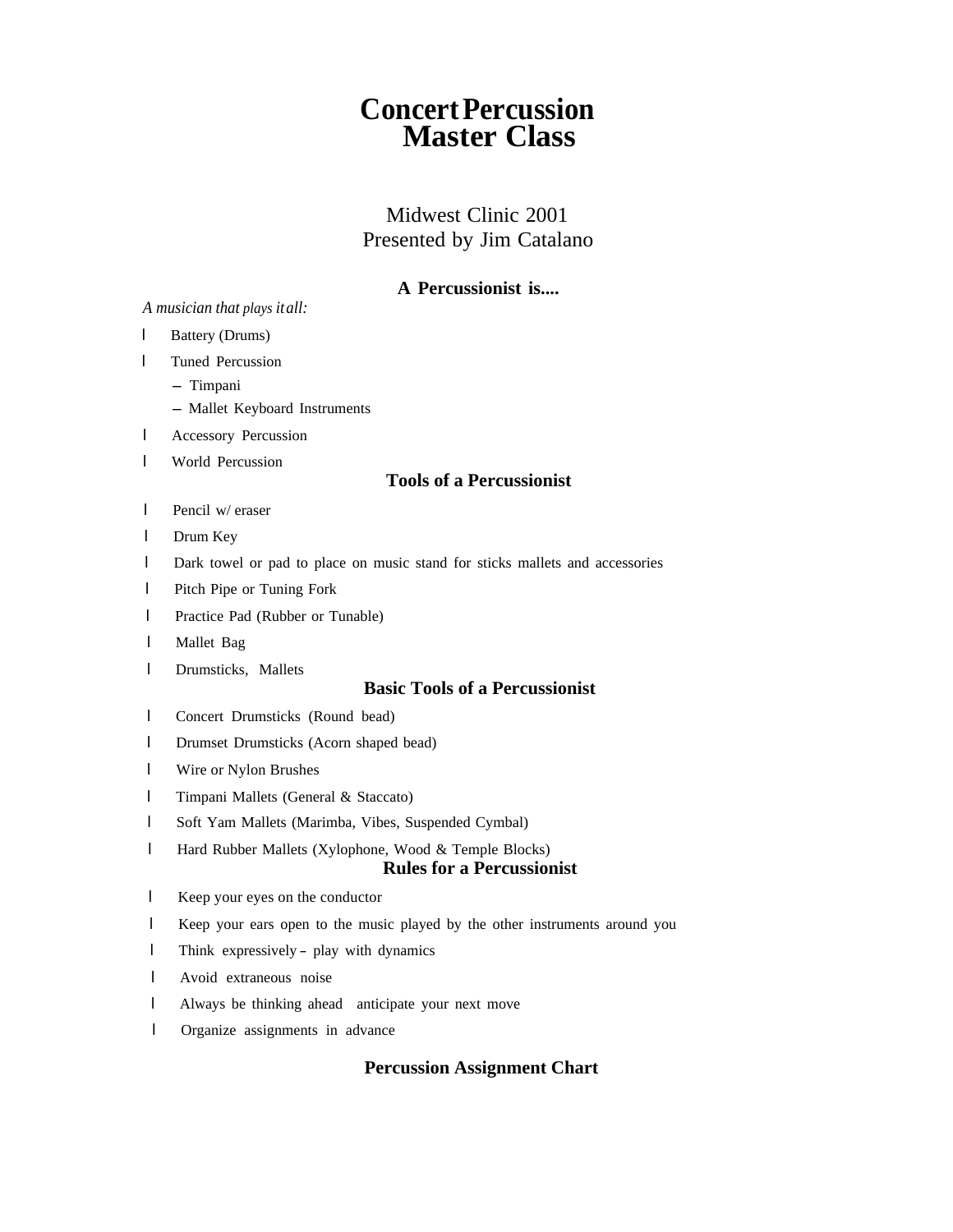# Concert Percussion Master Class

Midwest Clinic 2001
Presented by Jim Catalano

### A Percussionist is....

*A musician that plays it all:*

- Battery (Drums)
- Tuned Percussion
  - Timpani
  - Mallet Keyboard Instruments
- Accessory Percussion
- World Percussion

### Tools of a Percussionist

- Pencil w/ eraser
- Drum Key
- Dark towel or pad to place on music stand for sticks mallets and accessories
- Pitch Pipe or Tuning Fork
- Practice Pad (Rubber or Tunable)
- Mallet Bag
- Drumsticks, Mallets

### Basic Tools of a Percussionist

- Concert Drumsticks (Round bead)
- Drumset Drumsticks (Acorn shaped bead)
- Wire or Nylon Brushes
- Timpani Mallets (General & Staccato)
- Soft Yam Mallets (Marimba, Vibes, Suspended Cymbal)
- Hard Rubber Mallets (Xylophone, Wood & Temple Blocks)

### Rules for a Percussionist

- Keep your eyes on the conductor
- Keep your ears open to the music played by the other instruments around you
- Think expressively – play with dynamics
- Avoid extraneous noise
- Always be thinking ahead anticipate your next move
- Organize assignments in advance

### Percussion Assignment Chart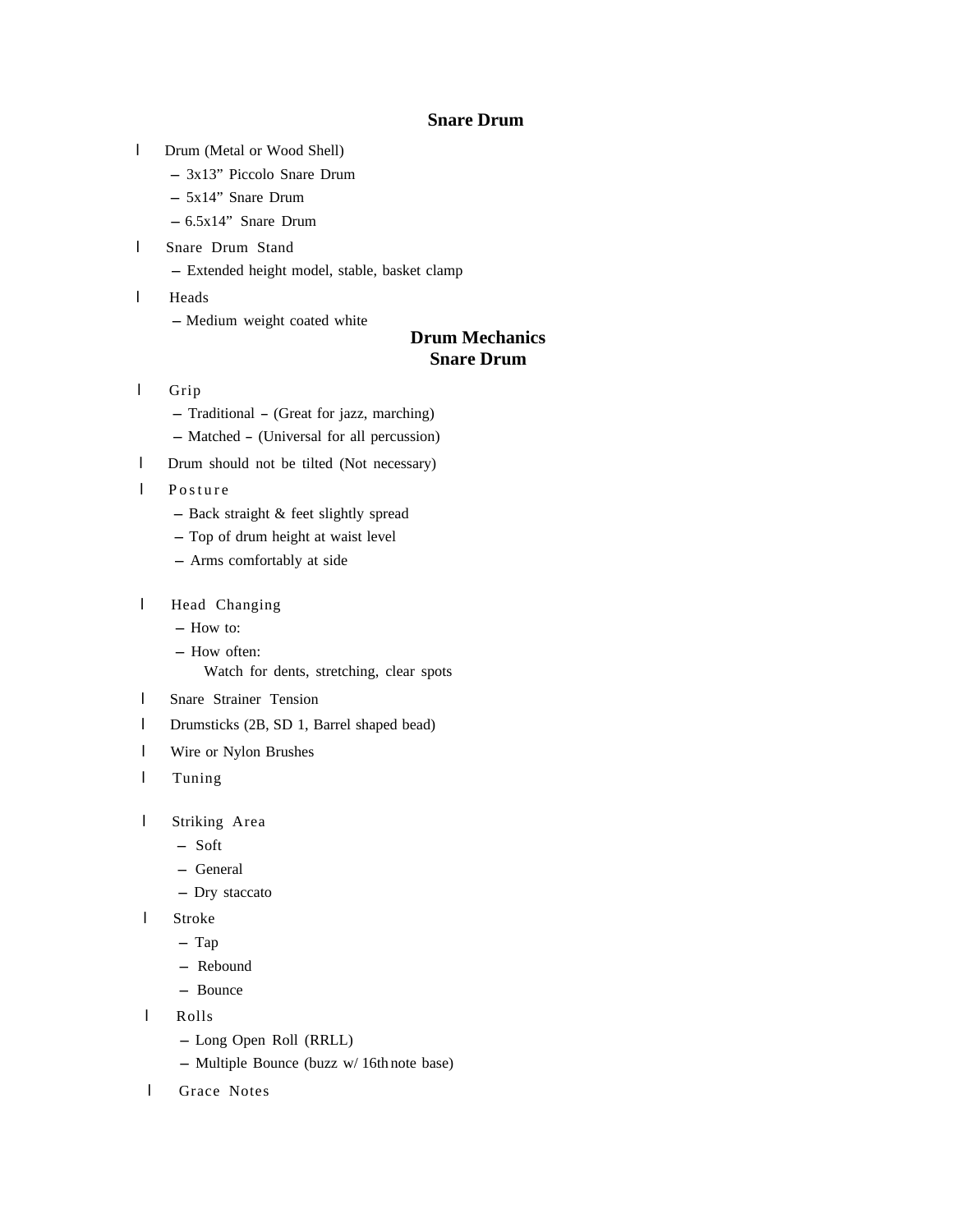## Snare Drum

- Drum (Metal or Wood Shell)
  - 3x13” Piccolo Snare Drum
  - 5x14” Snare Drum
  - 6.5x14” Snare Drum
- Snare Drum Stand
  - Extended height model, stable, basket clamp
- Heads
  - Medium weight coated white

## Drum Mechanics
## Snare Drum

- Grip
  - Traditional – (Great for jazz, marching)
  - Matched – (Universal for all percussion)
- Drum should not be tilted (Not necessary)
- Posture
  - Back straight & feet slightly spread
  - Top of drum height at waist level
  - Arms comfortably at side
- Head Changing
  - How to:
  - How often:
    Watch for dents, stretching, clear spots
- Snare Strainer Tension
- Drumsticks (2B, SD 1, Barrel shaped bead)
- Wire or Nylon Brushes
- Tuning
- Striking Area
  - Soft
  - General
  - Dry staccato
- Stroke
  - Tap
  - Rebound
  - Bounce
- Rolls
  - Long Open Roll (RRLL)
  - Multiple Bounce (buzz w/ 16th note base)
- Grace Notes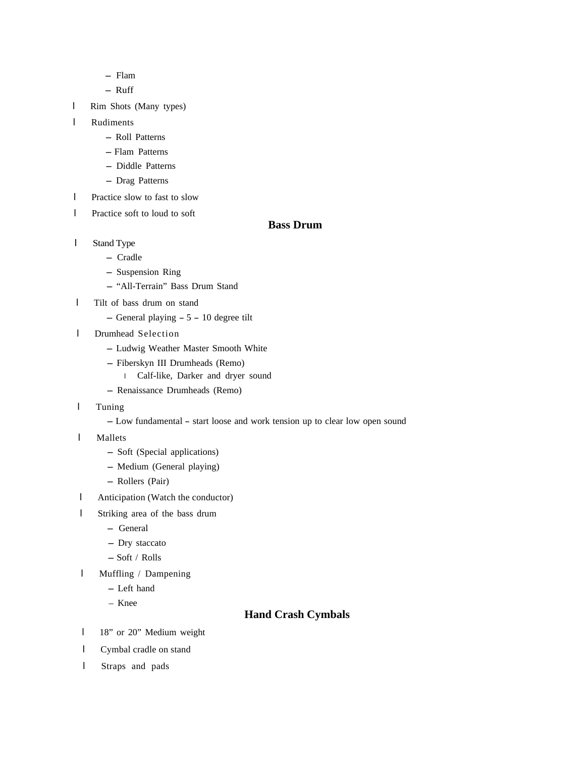- Flam
  - Ruff
- Rim Shots (Many types)
- Rudiments
  - Roll Patterns
  - Flam Patterns
  - Diddle Patterns
  - Drag Patterns
- Practice slow to fast to slow
- Practice soft to loud to soft

## Bass Drum

- Stand Type
  - Cradle
  - Suspension Ring
  - "All-Terrain" Bass Drum Stand
- Tilt of bass drum on stand
  - General playing – 5 – 10 degree tilt
- Drumhead Selection
  - Ludwig Weather Master Smooth White
  - Fiberskyn III Drumheads (Remo)
    - Calf-like, Darker and dryer sound
  - Renaissance Drumheads (Remo)
- Tuning
  - Low fundamental – start loose and work tension up to clear low open sound
- Mallets
  - Soft (Special applications)
  - Medium (General playing)
  - Rollers (Pair)
- Anticipation (Watch the conductor)
- Striking area of the bass drum
  - General
  - Dry staccato
  - Soft / Rolls
- Muffling / Dampening
  - Left hand
  - Knee

## Hand Crash Cymbals

- 18" or 20" Medium weight
- Cymbal cradle on stand
- Straps and pads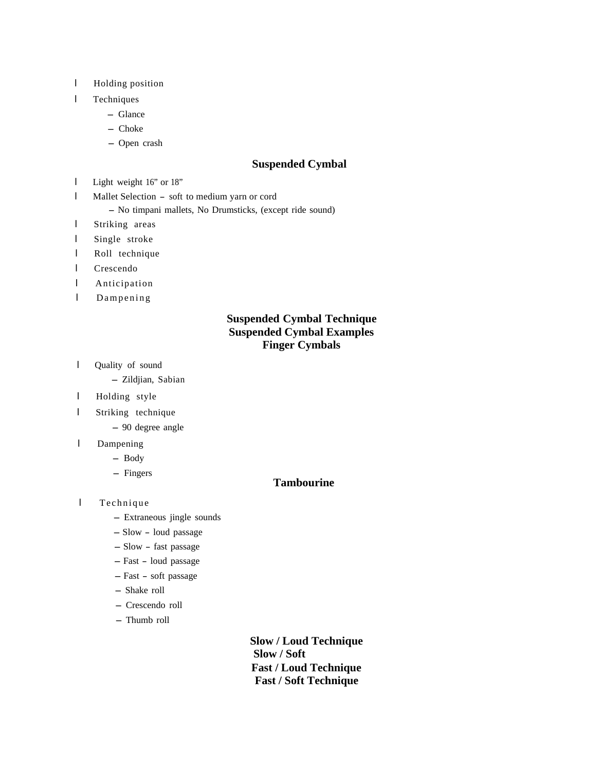- Holding position
- Techniques
  - Glance
  - Choke
  - Open crash

## Suspended Cymbal

- Light weight 16” or 18”
- Mallet Selection – soft to medium yarn or cord
  - No timpani mallets, No Drumsticks, (except ride sound)
- Striking areas
- Single stroke
- Roll technique
- Crescendo
- Anticipation
- Dampening

## Suspended Cymbal Technique

## Suspended Cymbal Examples

## Finger Cymbals

- Quality of sound
  - Zildjian, Sabian
- Holding style
- Striking technique
  - 90 degree angle
- Dampening
  - Body
  - Fingers

## Tambourine

- Technique
  - Extraneous jingle sounds
  - Slow – loud passage
  - Slow – fast passage
  - Fast – loud passage
  - Fast – soft passage
  - Shake roll
  - Crescendo roll
  - Thumb roll

## Slow / Loud Technique

## Slow / Soft

## Fast / Loud Technique

## Fast / Soft Technique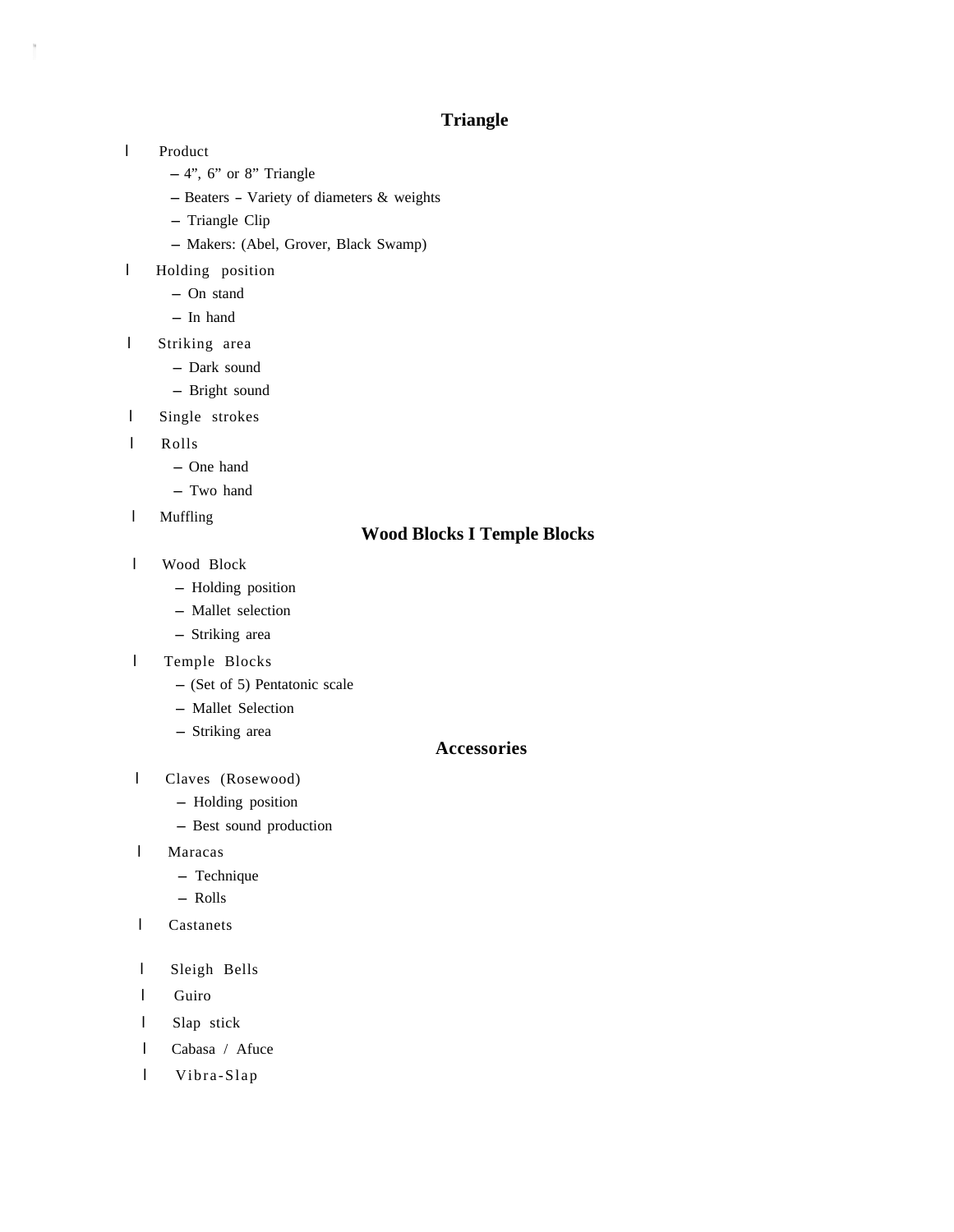## Triangle

- Product
  - 4”, 6” or 8” Triangle
  - Beaters – Variety of diameters & weights
  - Triangle Clip
  - Makers: (Abel, Grover, Black Swamp)
- Holding position
  - On stand
  - In hand
- Striking area
  - Dark sound
  - Bright sound
- Single strokes
- Rolls
  - One hand
  - Two hand
- Muffling

## Wood Blocks I Temple Blocks

- Wood Block
  - Holding position
  - Mallet selection
  - Striking area
- Temple Blocks
  - (Set of 5) Pentatonic scale
  - Mallet Selection
  - Striking area

## Accessories

- Claves (Rosewood)
  - Holding position
  - Best sound production
- Maracas
  - Technique
  - Rolls
- Castanets
- Sleigh Bells
- Guiro
- Slap stick
- Cabasa / Afuce
- Vibra-Slap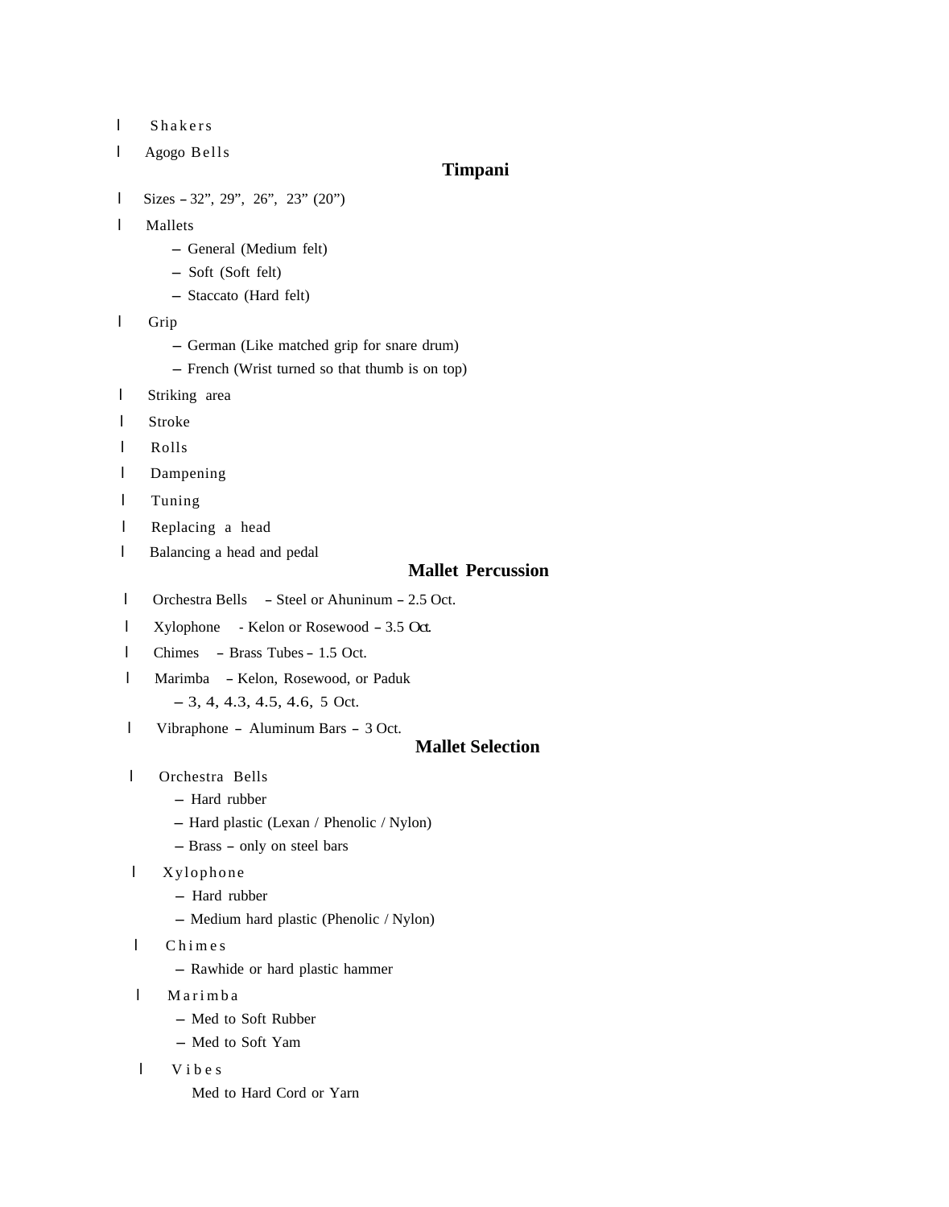- Shakers
- Agogo Bells

## Timpani

- Sizes – 32”, 29”, 26”, 23” (20”)
- Mallets
  - General (Medium felt)
  - Soft (Soft felt)
  - Staccato (Hard felt)
- Grip
  - German (Like matched grip for snare drum)
  - French (Wrist turned so that thumb is on top)
- Striking area
- Stroke
- Rolls
- Dampening
- Tuning
- Replacing a head
- Balancing a head and pedal

## Mallet Percussion

- Orchestra Bells – Steel or Ahuninum – 2.5 Oct.
- Xylophone - Kelon or Rosewood – 3.5 Oct.
- Chimes – Brass Tubes – 1.5 Oct.
- Marimba – Kelon, Rosewood, or Paduk
  - 3, 4, 4.3, 4.5, 4.6, 5 Oct.
- Vibraphone – Aluminum Bars – 3 Oct.

## Mallet Selection

- Orchestra Bells
  - Hard rubber
  - Hard plastic (Lexan / Phenolic / Nylon)
  - Brass – only on steel bars
- Xylophone
  - Hard rubber
  - Medium hard plastic (Phenolic / Nylon)
- Chimes
  - Rawhide or hard plastic hammer
- Marimba
  - Med to Soft Rubber
  - Med to Soft Yam
- Vibes

  Med to Hard Cord or Yarn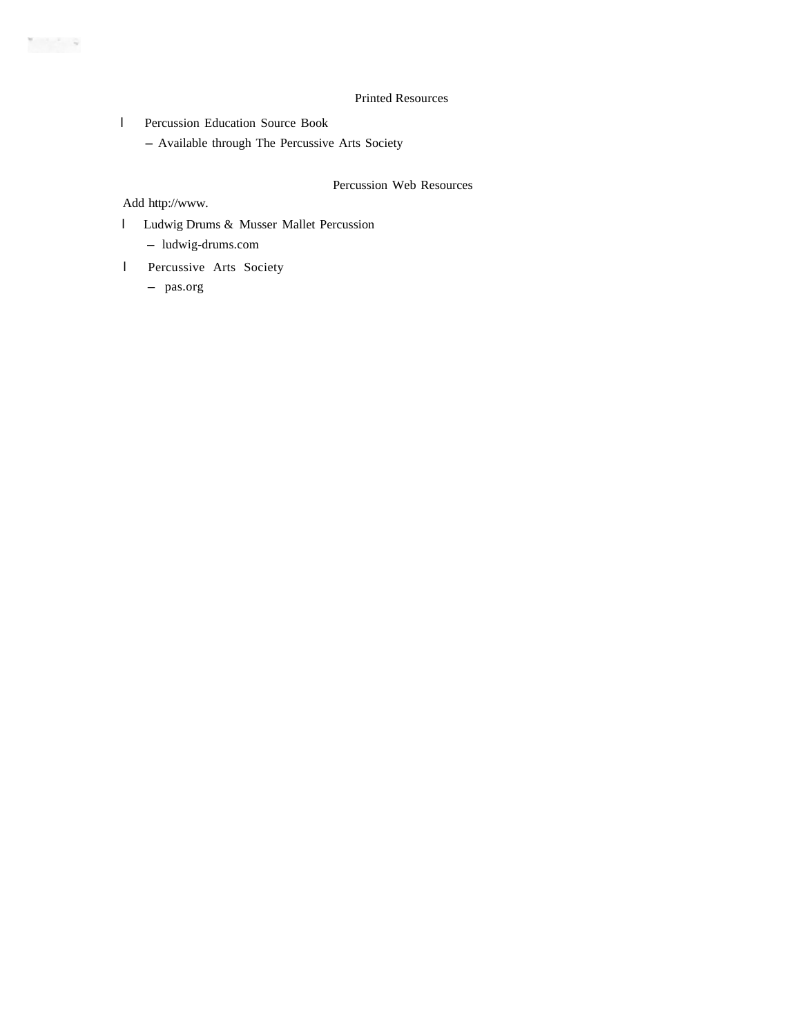## Printed Resources

- Percussion Education Source Book
  - Available through The Percussive Arts Society

## Percussion Web Resources

Add http://www.

- Ludwig Drums & Musser Mallet Percussion
  - ludwig-drums.com
- Percussive Arts Society
  - pas.org